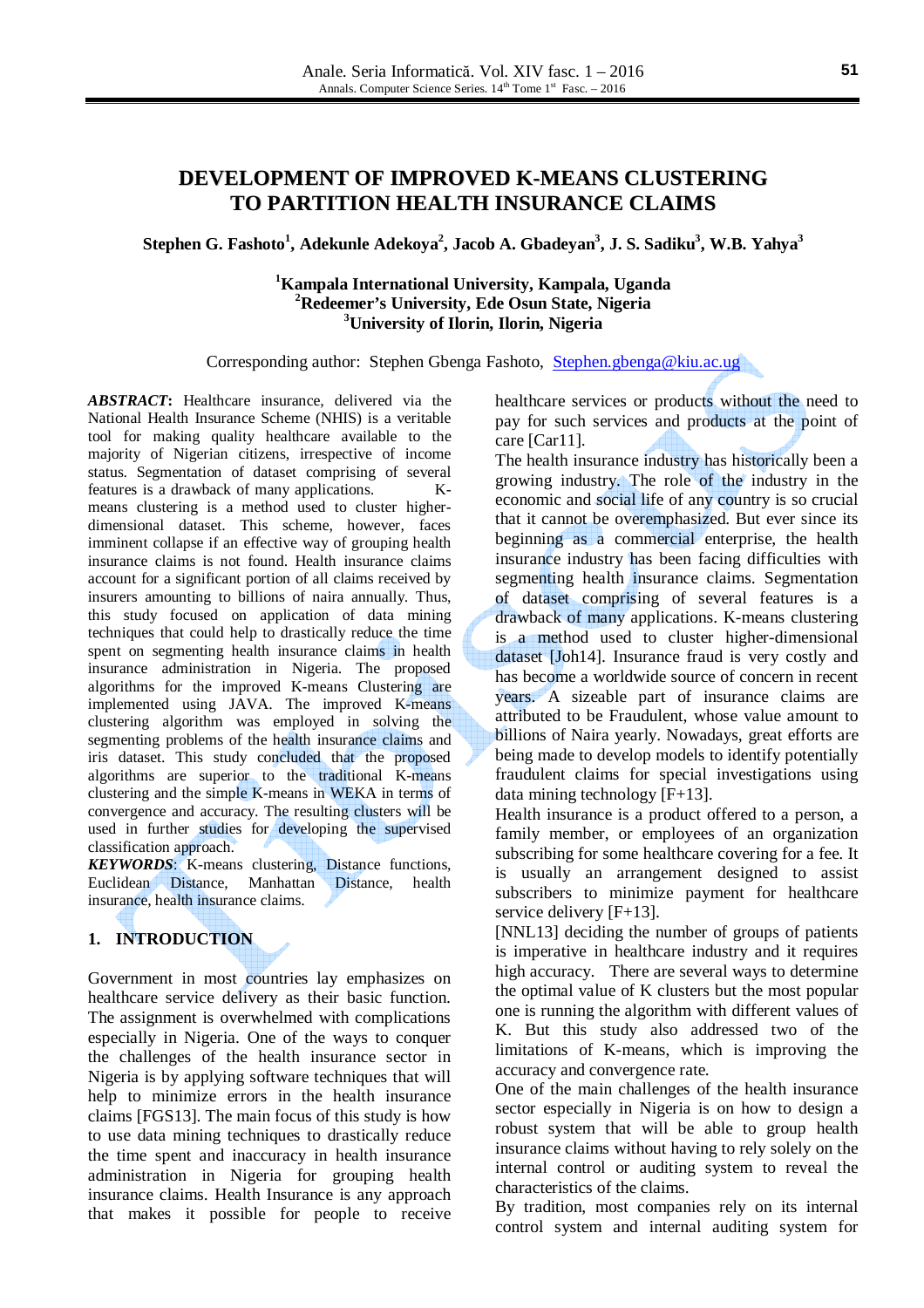# DEVELOPMENT OF IMPROVED K-MEANS CLUSTERING TO PARTITION HEALTH INSURANCE CLAIMS

**Stephen G. Fashoto[1], Adekunle Adekoya[2], Jacob A. Gbadeyan[3], J. S. Sadiku[3], W.B. Yahya[3]**

[1]**Kampala International University, Kampala, Uganda**
[2]**Redeemer's University, Ede Osun State, Nigeria**
[3]**University of Ilorin, Ilorin, Nigeria**

Corresponding author: Stephen Gbenga Fashoto, Stephen.gbenga@kiu.ac.ug

***ABSTRACT*****:** Healthcare insurance, delivered via the National Health Insurance Scheme (NHIS) is a veritable tool for making quality healthcare available to the majority of Nigerian citizens, irrespective of income status. Segmentation of dataset comprising of several features is a drawback of many applications. K-means clustering is a method used to cluster higher-dimensional dataset. This scheme, however, faces imminent collapse if an effective way of grouping health insurance claims is not found. Health insurance claims account for a significant portion of all claims received by insurers amounting to billions of naira annually. Thus, this study focused on application of data mining techniques that could help to drastically reduce the time spent on segmenting health insurance claims in health insurance administration in Nigeria. The proposed algorithms for the improved K-means Clustering are implemented using JAVA. The improved K-means clustering algorithm was employed in solving the segmenting problems of the health insurance claims and iris dataset. This study concluded that the proposed algorithms are superior to the traditional K-means clustering and the simple K-means in WEKA in terms of convergence and accuracy. The resulting clusters will be used in further studies for developing the supervised classification approach.

***KEYWORDS***: K-means clustering, Distance functions, Euclidean Distance, Manhattan Distance, health insurance, health insurance claims.

## 1. INTRODUCTION

Government in most countries lay emphasizes on healthcare service delivery as their basic function. The assignment is overwhelmed with complications especially in Nigeria. One of the ways to conquer the challenges of the health insurance sector in Nigeria is by applying software techniques that will help to minimize errors in the health insurance claims [FGS13]. The main focus of this study is how to use data mining techniques to drastically reduce the time spent and inaccuracy in health insurance administration in Nigeria for grouping health insurance claims. Health Insurance is any approach that makes it possible for people to receive healthcare services or products without the need to pay for such services and products at the point of care [Car11].

The health insurance industry has historically been a growing industry. The role of the industry in the economic and social life of any country is so crucial that it cannot be overemphasized. But ever since its beginning as a commercial enterprise, the health insurance industry has been facing difficulties with segmenting health insurance claims. Segmentation of dataset comprising of several features is a drawback of many applications. K-means clustering is a method used to cluster higher-dimensional dataset [Joh14]. Insurance fraud is very costly and has become a worldwide source of concern in recent years. A sizeable part of insurance claims are attributed to be Fraudulent, whose value amount to billions of Naira yearly. Nowadays, great efforts are being made to develop models to identify potentially fraudulent claims for special investigations using data mining technology [F+13].

Health insurance is a product offered to a person, a family member, or employees of an organization subscribing for some healthcare covering for a fee. It is usually an arrangement designed to assist subscribers to minimize payment for healthcare service delivery [F+13].

[NNL13] deciding the number of groups of patients is imperative in healthcare industry and it requires high accuracy. There are several ways to determine the optimal value of K clusters but the most popular one is running the algorithm with different values of K. But this study also addressed two of the limitations of K-means, which is improving the accuracy and convergence rate.

One of the main challenges of the health insurance sector especially in Nigeria is on how to design a robust system that will be able to group health insurance claims without having to rely solely on the internal control or auditing system to reveal the characteristics of the claims.

By tradition, most companies rely on its internal control system and internal auditing system for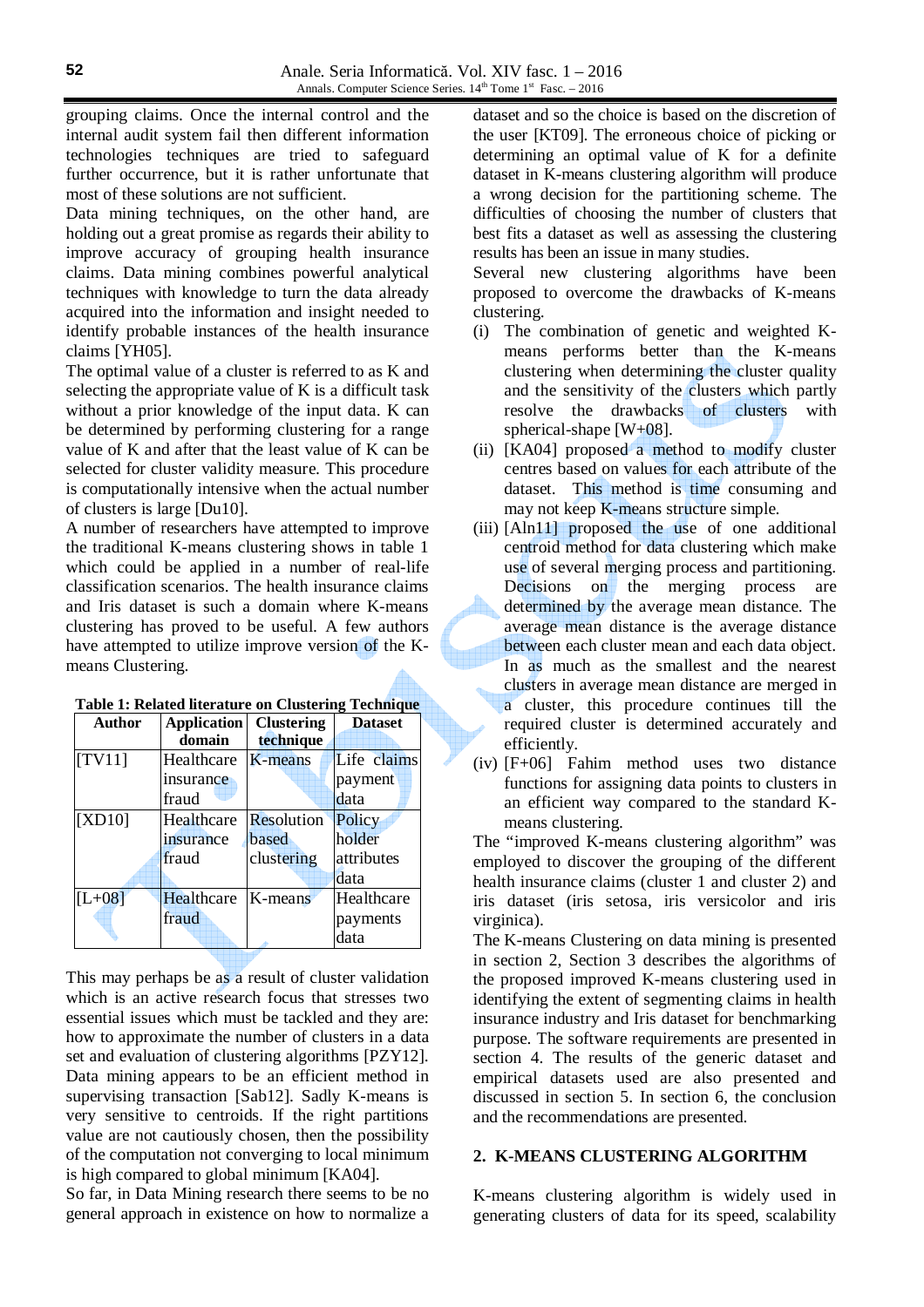grouping claims. Once the internal control and the internal audit system fail then different information technologies techniques are tried to safeguard further occurrence, but it is rather unfortunate that most of these solutions are not sufficient.

Data mining techniques, on the other hand, are holding out a great promise as regards their ability to improve accuracy of grouping health insurance claims. Data mining combines powerful analytical techniques with knowledge to turn the data already acquired into the information and insight needed to identify probable instances of the health insurance claims [YH05].

The optimal value of a cluster is referred to as K and selecting the appropriate value of K is a difficult task without a prior knowledge of the input data. K can be determined by performing clustering for a range value of K and after that the least value of K can be selected for cluster validity measure. This procedure is computationally intensive when the actual number of clusters is large [Du10].

A number of researchers have attempted to improve the traditional K-means clustering shows in table 1 which could be applied in a number of real-life classification scenarios. The health insurance claims and Iris dataset is such a domain where K-means clustering has proved to be useful. A few authors have attempted to utilize improve version of the K-means Clustering.

**Table 1: Related literature on Clustering Technique**

| Author | Application domain | Clustering technique | Dataset |
|---|---|---|---|
| [TV11] | Healthcare insurance fraud | K-means | Life claims payment data |
| [XD10] | Healthcare insurance fraud | Resolution based clustering | Policy holder attributes data |
| [L+08] | Healthcare fraud | K-means | Healthcare payments data |

This may perhaps be as a result of cluster validation which is an active research focus that stresses two essential issues which must be tackled and they are: how to approximate the number of clusters in a data set and evaluation of clustering algorithms [PZY12]. Data mining appears to be an efficient method in supervising transaction [Sab12]. Sadly K-means is very sensitive to centroids. If the right partitions value are not cautiously chosen, then the possibility of the computation not converging to local minimum is high compared to global minimum [KA04].

So far, in Data Mining research there seems to be no general approach in existence on how to normalize a dataset and so the choice is based on the discretion of the user [KT09]. The erroneous choice of picking or determining an optimal value of K for a definite dataset in K-means clustering algorithm will produce a wrong decision for the partitioning scheme. The difficulties of choosing the number of clusters that best fits a dataset as well as assessing the clustering results has been an issue in many studies.

Several new clustering algorithms have been proposed to overcome the drawbacks of K-means clustering.

(i) The combination of genetic and weighted K-means performs better than the K-means clustering when determining the cluster quality and the sensitivity of the clusters which partly resolve the drawbacks of clusters with spherical-shape [W+08].

(ii) [KA04] proposed a method to modify cluster centres based on values for each attribute of the dataset. This method is time consuming and may not keep K-means structure simple.

(iii) [Aln11] proposed the use of one additional centroid method for data clustering which make use of several merging process and partitioning. Decisions on the merging process are determined by the average mean distance. The average mean distance is the average distance between each cluster mean and each data object. In as much as the smallest and the nearest clusters in average mean distance are merged in a cluster, this procedure continues till the required cluster is determined accurately and efficiently.

(iv) [F+06] Fahim method uses two distance functions for assigning data points to clusters in an efficient way compared to the standard K-means clustering.

The "improved K-means clustering algorithm" was employed to discover the grouping of the different health insurance claims (cluster 1 and cluster 2) and iris dataset (iris setosa, iris versicolor and iris virginica).

The K-means Clustering on data mining is presented in section 2, Section 3 describes the algorithms of the proposed improved K-means clustering used in identifying the extent of segmenting claims in health insurance industry and Iris dataset for benchmarking purpose. The software requirements are presented in section 4. The results of the generic dataset and empirical datasets used are also presented and discussed in section 5. In section 6, the conclusion and the recommendations are presented.

## 2. K-MEANS CLUSTERING ALGORITHM

K-means clustering algorithm is widely used in generating clusters of data for its speed, scalability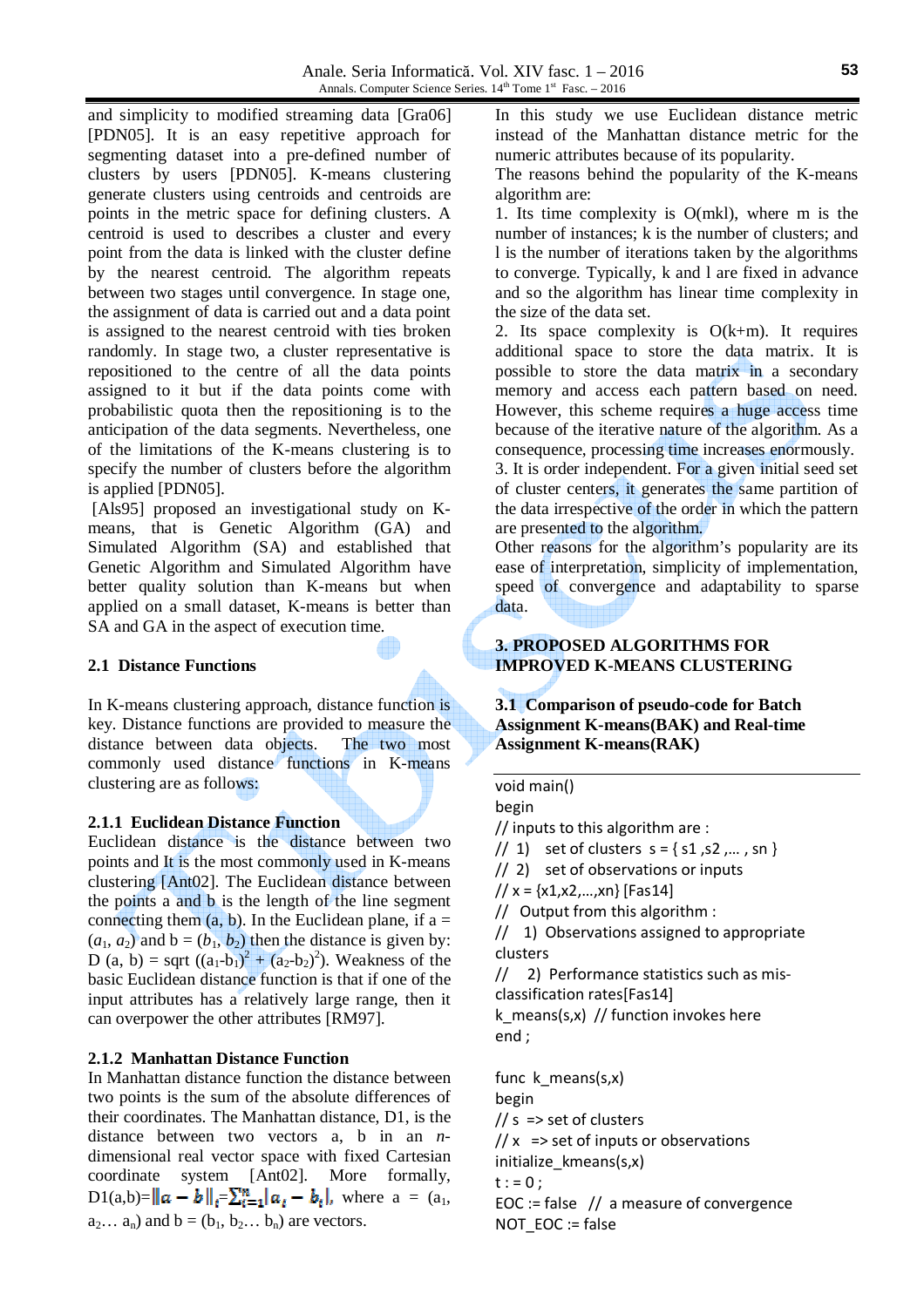and simplicity to modified streaming data [Gra06] [PDN05]. It is an easy repetitive approach for segmenting dataset into a pre-defined number of clusters by users [PDN05]. K-means clustering generate clusters using centroids and centroids are points in the metric space for defining clusters. A centroid is used to describes a cluster and every point from the data is linked with the cluster define by the nearest centroid. The algorithm repeats between two stages until convergence. In stage one, the assignment of data is carried out and a data point is assigned to the nearest centroid with ties broken randomly. In stage two, a cluster representative is repositioned to the centre of all the data points assigned to it but if the data points come with probabilistic quota then the repositioning is to the anticipation of the data segments. Nevertheless, one of the limitations of the K-means clustering is to specify the number of clusters before the algorithm is applied [PDN05].

[Als95] proposed an investigational study on K-means, that is Genetic Algorithm (GA) and Simulated Algorithm (SA) and established that Genetic Algorithm and Simulated Algorithm have better quality solution than K-means but when applied on a small dataset, K-means is better than SA and GA in the aspect of execution time.

## 2.1 Distance Functions

In K-means clustering approach, distance function is key. Distance functions are provided to measure the distance between data objects. The two most commonly used distance functions in K-means clustering are as follows:

### 2.1.1 Euclidean Distance Function

Euclidean distance is the distance between two points and It is the most commonly used in K-means clustering [Ant02]. The Euclidean distance between the points a and b is the length of the line segment connecting them (a, b). In the Euclidean plane, if a = ($a_1$, $a_2$) and b = ($b_1$, $b_2$) then the distance is given by: D (a, b) = sqrt $((a_1-b_1)^2 + (a_2-b_2)^2)$. Weakness of the basic Euclidean distance function is that if one of the input attributes has a relatively large range, then it can overpower the other attributes [RM97].

### 2.1.2 Manhattan Distance Function

In Manhattan distance function the distance between two points is the sum of the absolute differences of their coordinates. The Manhattan distance, D1, is the distance between two vectors a, b in an *n*-dimensional real vector space with fixed Cartesian coordinate system [Ant02]. More formally, $D1(a,b)=\|\boldsymbol{a}-\boldsymbol{b}\|_1=\sum_{i=1}^{n}|\boldsymbol{a_i}-\boldsymbol{b_i}|$, where a = ($a_1$, $a_2$… $a_n$) and b = ($b_1$, $b_2$… $b_n$) are vectors.

In this study we use Euclidean distance metric instead of the Manhattan distance metric for the numeric attributes because of its popularity.

The reasons behind the popularity of the K-means algorithm are:

1. Its time complexity is O(mkl), where m is the number of instances; k is the number of clusters; and l is the number of iterations taken by the algorithms to converge. Typically, k and l are fixed in advance and so the algorithm has linear time complexity in the size of the data set.
2. Its space complexity is O(k+m). It requires additional space to store the data matrix. It is possible to store the data matrix in a secondary memory and access each pattern based on need. However, this scheme requires a huge access time because of the iterative nature of the algorithm. As a consequence, processing time increases enormously.
3. It is order independent. For a given initial seed set of cluster centers, it generates the same partition of the data irrespective of the order in which the pattern are presented to the algorithm.

Other reasons for the algorithm's popularity are its ease of interpretation, simplicity of implementation, speed of convergence and adaptability to sparse data.

# 3. PROPOSED ALGORITHMS FOR IMPROVED K-MEANS CLUSTERING

## 3.1 Comparison of pseudo-code for Batch Assignment K-means(BAK) and Real-time Assignment K-means(RAK)

```
void main()
begin
// inputs to this algorithm are :
// 1)   set of clusters  s = { s1 ,s2 ,… , sn }
// 2)   set of observations or inputs
// x = {x1,x2,…,xn} [Fas14]
//  Output from this algorithm :
//   1) Observations assigned to appropriate
clusters
//    2) Performance statistics such as mis-
classification rates[Fas14]
k_means(s,x)  // function invokes here
end ;

func  k_means(s,x)
begin
// s  => set of clusters
// x  => set of inputs or observations
initialize_kmeans(s,x)
t : = 0 ;
EOC := false   //  a measure of convergence
NOT_EOC := false
```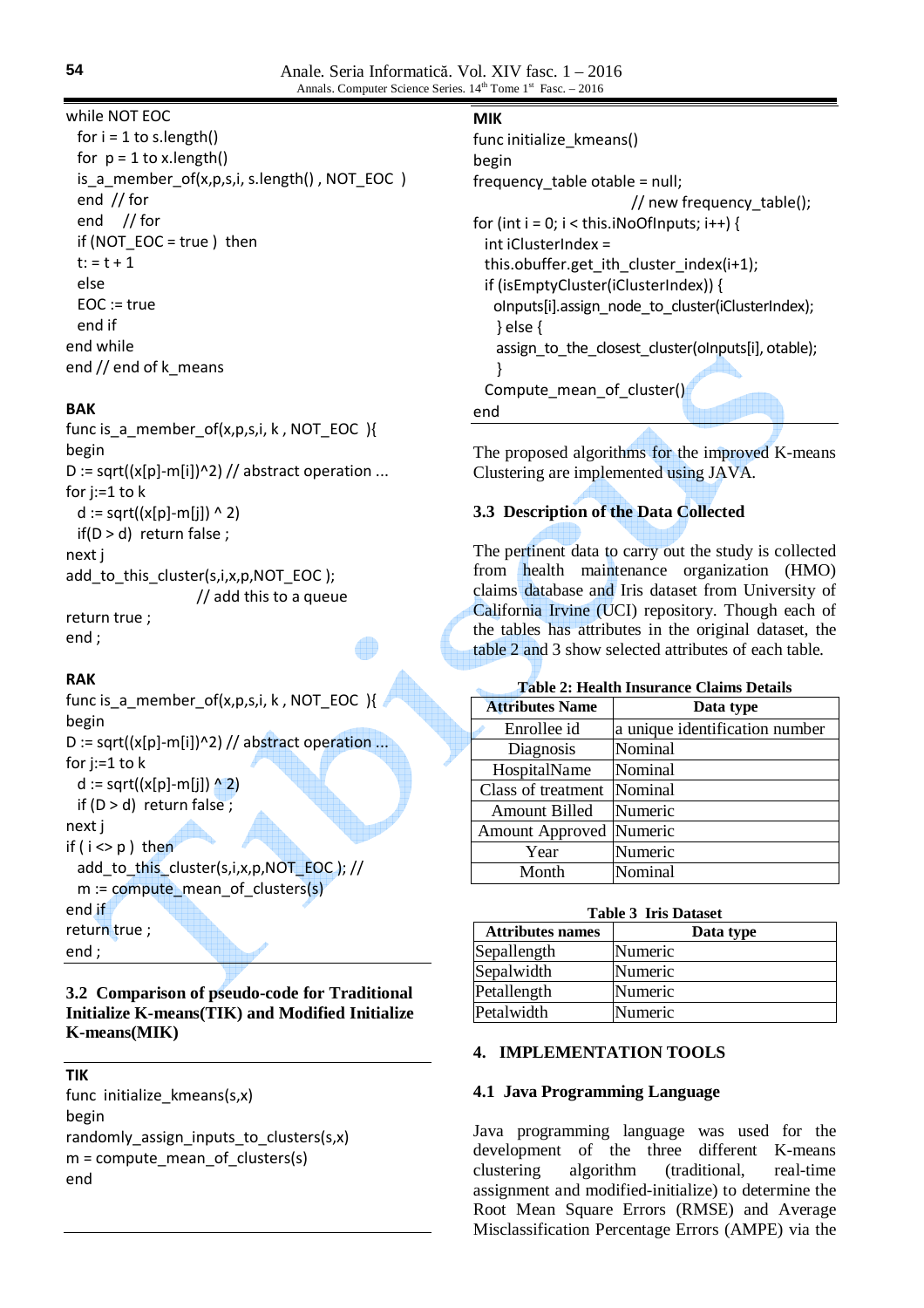```
while NOT EOC
  for i = 1 to s.length()
  for  p = 1 to x.length()
  is_a_member_of(x,p,s,i, s.length() , NOT_EOC  )
  end  // for
  end    // for
  if (NOT_EOC = true )  then
  t: = t + 1
  else
  EOC := true
  end if
end while
end // end of k_means
```

**BAK**

```
func is_a_member_of(x,p,s,i, k , NOT_EOC  ){
begin
D := sqrt((x[p]-m[i])^2) // abstract operation ...
for j:=1 to k
  d := sqrt((x[p]-m[j]) ^ 2)
  if(D > d)  return false ;
next j
add_to_this_cluster(s,i,x,p,NOT_EOC );
                        // add this to a queue
return true ;
end ;
```

**RAK**

```
func is_a_member_of(x,p,s,i, k , NOT_EOC  ){
begin
D := sqrt((x[p]-m[i])^2) // abstract operation ...
for j:=1 to k
  d := sqrt((x[p]-m[j]) ^ 2)
  if (D > d)  return false ;
next j
if ( i <> p )  then
  add_to_this_cluster(s,i,x,p,NOT_EOC ); //
  m := compute_mean_of_clusters(s)
end if
return true ;
end ;
```

### 3.2 Comparison of pseudo-code for Traditional Initialize K-means(TIK) and Modified Initialize K-means(MIK)

**TIK**

```
func  initialize_kmeans(s,x)
begin
randomly_assign_inputs_to_clusters(s,x)
m = compute_mean_of_clusters(s)
end
```

**MIK**

```
func initialize_kmeans()
begin
frequency_table otable = null;
                              // new frequency_table();
for (int i = 0; i < this.iNoOfInputs; i++) {
  int iClusterIndex =
  this.obuffer.get_ith_cluster_index(i+1);
  if (isEmptyCluster(iClusterIndex)) {
    oInputs[i].assign_node_to_cluster(iClusterIndex);
    } else {
    assign_to_the_closest_cluster(oInputs[i], otable);
    }
  Compute_mean_of_cluster()
end
```

The proposed algorithms for the improved K-means Clustering are implemented using JAVA.

### 3.3 Description of the Data Collected

The pertinent data to carry out the study is collected from health maintenance organization (HMO) claims database and Iris dataset from University of California Irvine (UCI) repository. Though each of the tables has attributes in the original dataset, the table 2 and 3 show selected attributes of each table.

**Table 2: Health Insurance Claims Details**

| Attributes Name | Data type |
|---|---|
| Enrollee id | a unique identification number |
| Diagnosis | Nominal |
| HospitalName | Nominal |
| Class of treatment | Nominal |
| Amount Billed | Numeric |
| Amount Approved | Numeric |
| Year | Numeric |
| Month | Nominal |

**Table 3 Iris Dataset**

| Attributes names | Data type |
|---|---|
| Sepallength | Numeric |
| Sepalwidth | Numeric |
| Petallength | Numeric |
| Petalwidth | Numeric |

## 4. IMPLEMENTATION TOOLS

### 4.1 Java Programming Language

Java programming language was used for the development of the different K-means clustering algorithm (traditional, real-time assignment and modified-initialize) to determine the Root Mean Square Errors (RMSE) and Average Misclassification Percentage Errors (AMPE) via the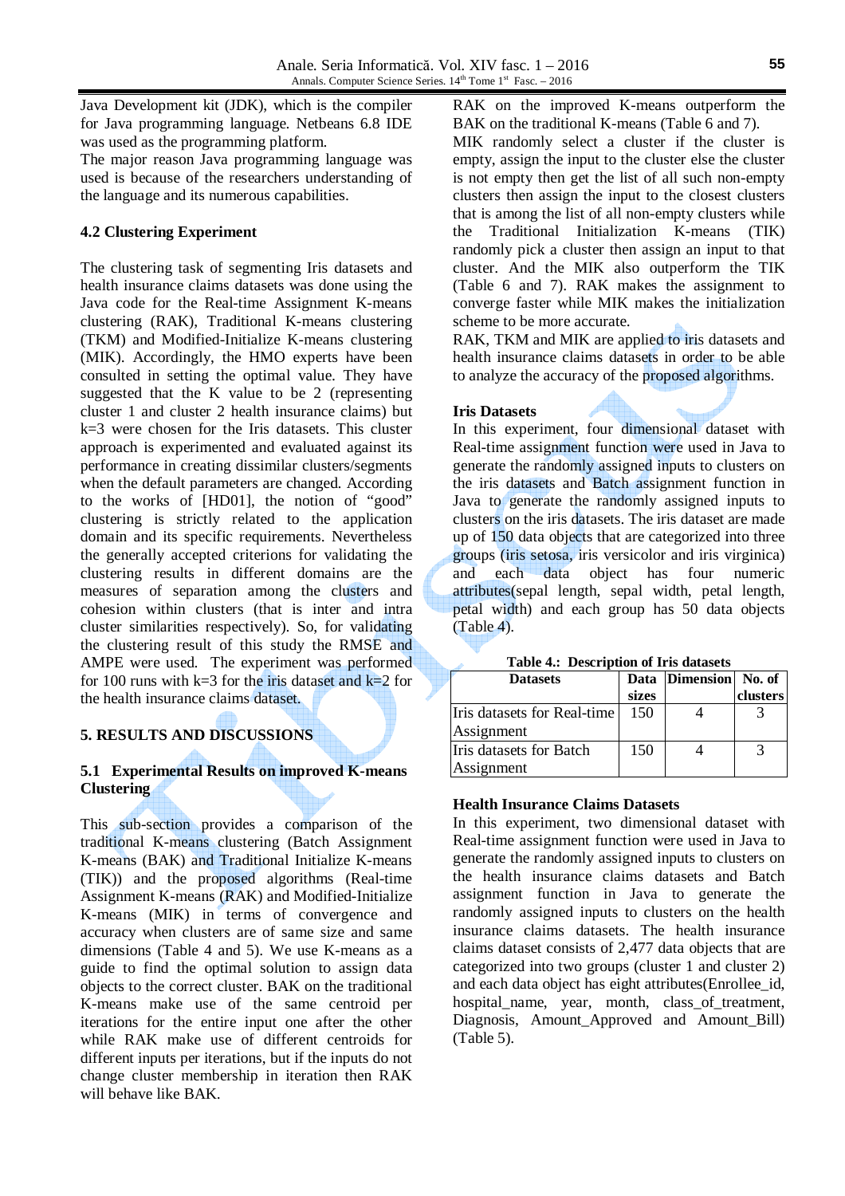Java Development kit (JDK), which is the compiler for Java programming language. Netbeans 6.8 IDE was used as the programming platform.

The major reason Java programming language was used is because of the researchers understanding of the language and its numerous capabilities.

### 4.2 Clustering Experiment

The clustering task of segmenting Iris datasets and health insurance claims datasets was done using the Java code for the Real-time Assignment K-means clustering (RAK), Traditional K-means clustering (TKM) and Modified-Initialize K-means clustering (MIK). Accordingly, the HMO experts have been consulted in setting the optimal value. They have suggested that the K value to be 2 (representing cluster 1 and cluster 2 health insurance claims) but k=3 were chosen for the Iris datasets. This cluster approach is experimented and evaluated against its performance in creating dissimilar clusters/segments when the default parameters are changed. According to the works of [HD01], the notion of "good" clustering is strictly related to the application domain and its specific requirements. Nevertheless the generally accepted criterions for validating the clustering results in different domains are the measures of separation among the clusters and cohesion within clusters (that is inter and intra cluster similarities respectively). So, for validating the clustering result of this study the RMSE and AMPE were used. The experiment was performed for 100 runs with k=3 for the iris dataset and k=2 for the health insurance claims dataset.

## 5. RESULTS AND DISCUSSIONS

### 5.1 Experimental Results on improved K-means Clustering

This sub-section provides a comparison of the traditional K-means clustering (Batch Assignment K-means (BAK) and Traditional Initialize K-means (TIK)) and the proposed algorithms (Real-time Assignment K-means (RAK) and Modified-Initialize K-means (MIK) in terms of convergence and accuracy when clusters are of same size and same dimensions (Table 4 and 5). We use K-means as a guide to find the optimal solution to assign data objects to the correct cluster. BAK on the traditional K-means make use of the same centroid per iterations for the entire input one after the other while RAK make use of different centroids for different inputs per iterations, but if the inputs do not change cluster membership in iteration then RAK will behave like BAK. RAK on the improved K-means outperform the BAK on the traditional K-means (Table 6 and 7).

MIK randomly select a cluster if the cluster is empty, assign the input to the cluster else the cluster is not empty then get the list of all such non-empty clusters then assign the input to the closest clusters that is among the list of all non-empty clusters while the Traditional Initialization K-means (TIK) randomly pick a cluster then assign an input to that cluster. And the MIK also outperform the TIK (Table 6 and 7). RAK makes the assignment to converge faster while MIK makes the initialization scheme to be more accurate.

RAK, TKM and MIK are applied to iris datasets and health insurance claims datasets in order to be able to analyze the accuracy of the proposed algorithms.

**Iris Datasets**

In this experiment, four dimensional dataset with Real-time assignment function were used in Java to generate the randomly assigned inputs to clusters on the iris datasets and Batch assignment function in Java to generate the randomly assigned inputs to clusters on the iris datasets. The iris dataset are made up of 150 data objects that are categorized into three groups (iris setosa, iris versicolor and iris virginica) and each data object has four numeric attributes(sepal length, sepal width, petal length, petal width) and each group has 50 data objects (Table 4).

**Table 4.: Description of Iris datasets**

| Datasets | Data sizes | Dimension | No. of clusters |
|---|---|---|---|
| Iris datasets for Real-time Assignment | 150 | 4 | 3 |
| Iris datasets for Batch Assignment | 150 | 4 | 3 |

**Health Insurance Claims Datasets**

In this experiment, two dimensional dataset with Real-time assignment function were used in Java to generate the randomly assigned inputs to clusters on the health insurance claims datasets and Batch assignment function in Java to generate the randomly assigned inputs to clusters on the health insurance claims datasets. The health insurance claims dataset consists of 2,477 data objects that are categorized into two groups (cluster 1 and cluster 2) and each data object has eight attributes(Enrollee_id, hospital_name, year, month, class_of_treatment, Diagnosis, Amount_Approved and Amount_Bill) (Table 5).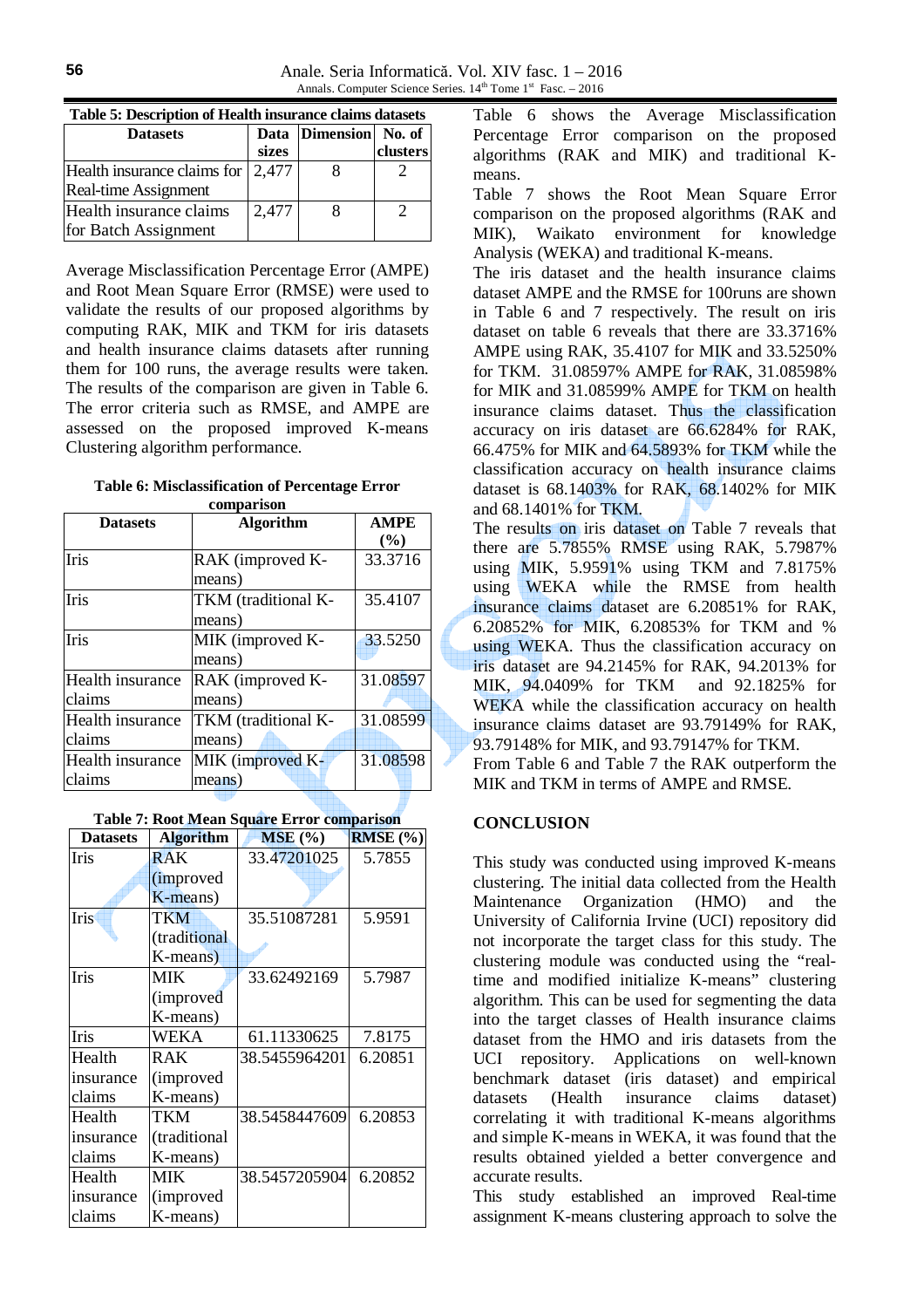**Table 5: Description of Health insurance claims datasets**

| Datasets | Data sizes | Dimension | No. of clusters |
|---|---|---|---|
| Health insurance claims for Real-time Assignment | 2,477 | 8 | 2 |
| Health insurance claims for Batch Assignment | 2,477 | 8 | 2 |

Average Misclassification Percentage Error (AMPE) and Root Mean Square Error (RMSE) were used to validate the results of our proposed algorithms by computing RAK, MIK and TKM for iris datasets and health insurance claims datasets after running them for 100 runs, the average results were taken. The results of the comparison are given in Table 6. The error criteria such as RMSE, and AMPE are assessed on the proposed improved K-means Clustering algorithm performance.

**Table 6: Misclassification of Percentage Error comparison**

| Datasets | Algorithm | AMPE (%) |
|---|---|---|
| Iris | RAK (improved K-means) | 33.3716 |
| Iris | TKM (traditional K-means) | 35.4107 |
| Iris | MIK (improved K-means) | 33.5250 |
| Health insurance claims | RAK (improved K-means) | 31.08597 |
| Health insurance claims | TKM (traditional K-means) | 31.08599 |
| Health insurance claims | MIK (improved K-means) | 31.08598 |

**Table 7: Root Mean Square Error comparison**

| Datasets | Algorithm | MSE (%) | RMSE (%) |
|---|---|---|---|
| Iris | RAK (improved K-means) | 33.47201025 | 5.7855 |
| Iris | TKM (traditional K-means) | 35.51087281 | 5.9591 |
| Iris | MIK (improved K-means) | 33.62492169 | 5.7987 |
| Iris | WEKA | 61.11330625 | 7.8175 |
| Health insurance claims | RAK (improved K-means) | 38.5455964201 | 6.20851 |
| Health insurance claims | TKM (traditional K-means) | 38.5458447609 | 6.20853 |
| Health insurance claims | MIK (improved K-means) | 38.5457205904 | 6.20852 |

Table 6 shows the Average Misclassification Percentage Error comparison on the proposed algorithms (RAK and MIK) and traditional K-means.

Table 7 shows the Root Mean Square Error comparison on the proposed algorithms (RAK and MIK), Waikato environment for knowledge Analysis (WEKA) and traditional K-means.

The iris dataset and the health insurance claims dataset AMPE and the RMSE for 100runs are shown in Table 6 and 7 respectively. The result on iris dataset on table 6 reveals that there are 33.3716% AMPE using RAK, 35.4107 for MIK and 33.5250% for TKM. 31.08597% AMPE for RAK, 31.08598% for MIK and 31.08599% AMPE for TKM on health insurance claims dataset. Thus the classification accuracy on iris dataset are 66.6284% for RAK, 66.475% for MIK and 64.5893% for TKM while the classification accuracy on health insurance claims dataset is 68.1403% for RAK, 68.1402% for MIK and 68.1401% for TKM.

The results on iris dataset on Table 7 reveals that there are 5.7855% RMSE using RAK, 5.7987% using MIK, 5.9591% using TKM and 7.8175% using WEKA while the RMSE from health insurance claims dataset are 6.20851% for RAK, 6.20852% for MIK, 6.20853% for TKM and % using WEKA. Thus the classification accuracy on iris dataset are 94.2145% for RAK, 94.2013% for MIK, 94.0409% for TKM and 92.1825% for WEKA while the classification accuracy on health insurance claims dataset are 93.79149% for RAK, 93.79148% for MIK, and 93.79147% for TKM.

From Table 6 and Table 7 the RAK outperform the MIK and TKM in terms of AMPE and RMSE.

## CONCLUSION

This study was conducted using improved K-means clustering. The initial data collected from the Health Maintenance Organization (HMO) and the University of California Irvine (UCI) repository did not incorporate the target class for this study. The clustering module was conducted using the "real-time and modified initialize K-means" clustering algorithm. This can be used for segmenting the data into the target classes of Health insurance claims dataset from the HMO and iris datasets from the UCI repository. Applications on well-known benchmark dataset (iris dataset) and empirical datasets (Health insurance claims dataset) correlating it with traditional K-means algorithms and simple K-means in WEKA, it was found that the results obtained yielded a better convergence and accurate results.

This study established an improved Real-time assignment K-means clustering approach to solve the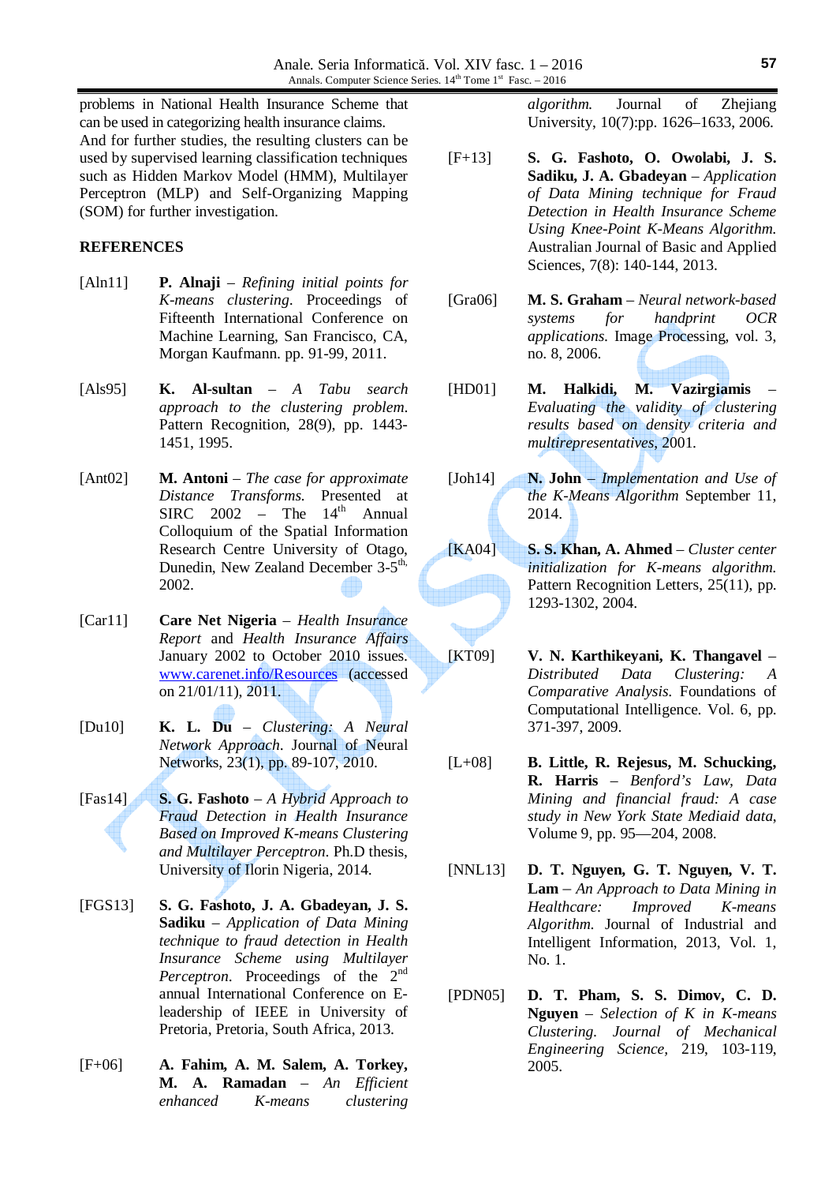problems in National Health Insurance Scheme that can be used in categorizing health insurance claims.
And for further studies, the resulting clusters can be used by supervised learning classification techniques such as Hidden Markov Model (HMM), Multilayer Perceptron (MLP) and Self-Organizing Mapping (SOM) for further investigation.

## REFERENCES

[Aln11] **P. Alnaji** – *Refining initial points for K-means clustering*. Proceedings of Fifteenth International Conference on Machine Learning, San Francisco, CA, Morgan Kaufmann. pp. 91-99, 2011.

[Als95] **K. Al-sultan** – *A Tabu search approach to the clustering problem*. Pattern Recognition, 28(9), pp. 1443-1451, 1995.

[Ant02] **M. Antoni** – *The case for approximate Distance Transforms*. Presented at SIRC 2002 – The 14th Annual Colloquium of the Spatial Information Research Centre University of Otago, Dunedin, New Zealand December 3-5th, 2002.

[Car11] **Care Net Nigeria** – *Health Insurance Report* and *Health Insurance Affairs* January 2002 to October 2010 issues. www.carenet.info/Resources (accessed on 21/01/11), 2011.

[Du10] **K. L. Du** – *Clustering: A Neural Network Approach*. Journal of Neural Networks, 23(1), pp. 89-107, 2010.

[Fas14] **S. G. Fashoto** – *A Hybrid Approach to Fraud Detection in Health Insurance Based on Improved K-means Clustering and Multilayer Perceptron*. Ph.D thesis, University of Ilorin Nigeria, 2014.

[FGS13] **S. G. Fashoto, J. A. Gbadeyan, J. S. Sadiku** – *Application of Data Mining technique to fraud detection in Health Insurance Scheme using Multilayer Perceptron*. Proceedings of the 2nd annual International Conference on E-leadership of IEEE in University of Pretoria, Pretoria, South Africa, 2013.

[F+06] **A. Fahim, A. M. Salem, A. Torkey, M. A. Ramadan** – *An Efficient enhanced K-means clustering algorithm*. Journal of Zhejiang University, 10(7):pp. 1626–1633, 2006.

[F+13] **S. G. Fashoto, O. Owolabi, J. S. Sadiku, J. A. Gbadeyan** – *Application of Data Mining technique for Fraud Detection in Health Insurance Scheme Using Knee-Point K-Means Algorithm*. Australian Journal of Basic and Applied Sciences, 7(8): 140-144, 2013.

[Gra06] **M. S. Graham** – *Neural network-based systems for handprint OCR applications*. Image Processing, vol. 3, no. 8, 2006.

[HD01] **M. Halkidi, M. Vazirgiamis** – *Evaluating the validity of clustering results based on density criteria and multirepresentatives*, 2001.

[Joh14] **N. John** – *Implementation and Use of the K-Means Algorithm* September 11, 2014.

[KA04] **S. S. Khan, A. Ahmed** – *Cluster center initialization for K-means algorithm*. Pattern Recognition Letters, 25(11), pp. 1293-1302, 2004.

[KT09] **V. N. Karthikeyani, K. Thangavel** – *Distributed Data Clustering: A Comparative Analysis*. Foundations of Computational Intelligence. Vol. 6, pp. 371-397, 2009.

[L+08] **B. Little, R. Rejesus, M. Schucking, R. Harris** – *Benford's Law, Data Mining and financial fraud: A case study in New York State Mediaid data*, Volume 9, pp. 95—204, 2008.

[NNL13] **D. T. Nguyen, G. T. Nguyen, V. T. Lam** – *An Approach to Data Mining in Healthcare: Improved K-means Algorithm*. Journal of Industrial and Intelligent Information, 2013, Vol. 1, No. 1.

[PDN05] **D. T. Pham, S. S. Dimov, C. D. Nguyen** – *Selection of K in K-means Clustering. Journal of Mechanical Engineering Science*, 219, 103-119, 2005.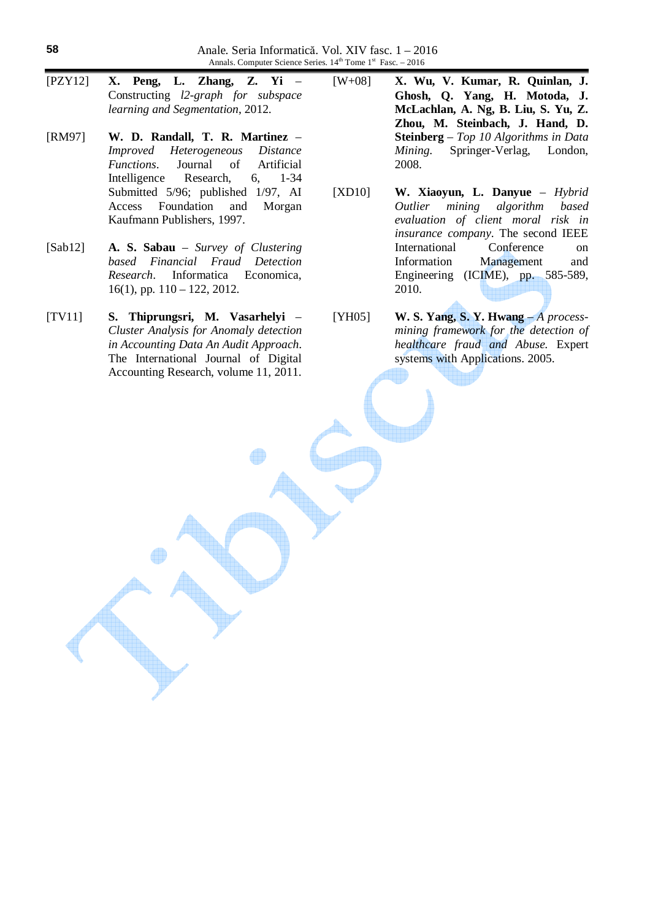[PZY12] **X. Peng, L. Zhang, Z. Yi** – Constructing *l2-graph for subspace learning and Segmentation*, 2012.

[RM97] **W. D. Randall, T. R. Martinez** – *Improved Heterogeneous Distance Functions*. Journal of Artificial Intelligence Research, 6, 1-34 Submitted 5/96; published 1/97, AI Access Foundation and Morgan Kaufmann Publishers, 1997.

[Sab12] **A. S. Sabau** – *Survey of Clustering based Financial Fraud Detection Research*. Informatica Economica, 16(1), pp. 110 – 122, 2012.

[TV11] **S. Thiprungsri, M. Vasarhelyi** – *Cluster Analysis for Anomaly detection in Accounting Data An Audit Approach*. The International Journal of Digital Accounting Research, volume 11, 2011.

[W+08] **X. Wu, V. Kumar, R. Quinlan, J. Ghosh, Q. Yang, H. Motoda, J. McLachlan, A. Ng, B. Liu, S. Yu, Z. Zhou, M. Steinbach, J. Hand, D. Steinberg** – *Top 10 Algorithms in Data Mining*. Springer-Verlag, London, 2008.

[XD10] **W. Xiaoyun, L. Danyue** – *Hybrid Outlier mining algorithm based evaluation of client moral risk in insurance company*. The second IEEE International Conference on Information Management and Engineering (ICIME), pp. 585-589, 2010.

[YH05] **W. S. Yang, S. Y. Hwang** – *A process-mining framework for the detection of healthcare fraud and Abuse.* Expert systems with Applications. 2005.